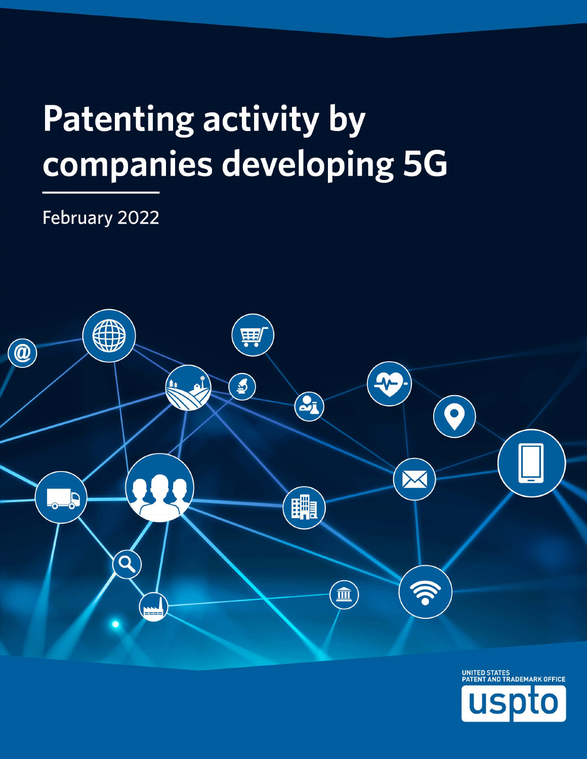# Patenting activity by companies developing 5G

February 2022

UNITED STATES PATENT AND TRADEMARK OFFICE

uspto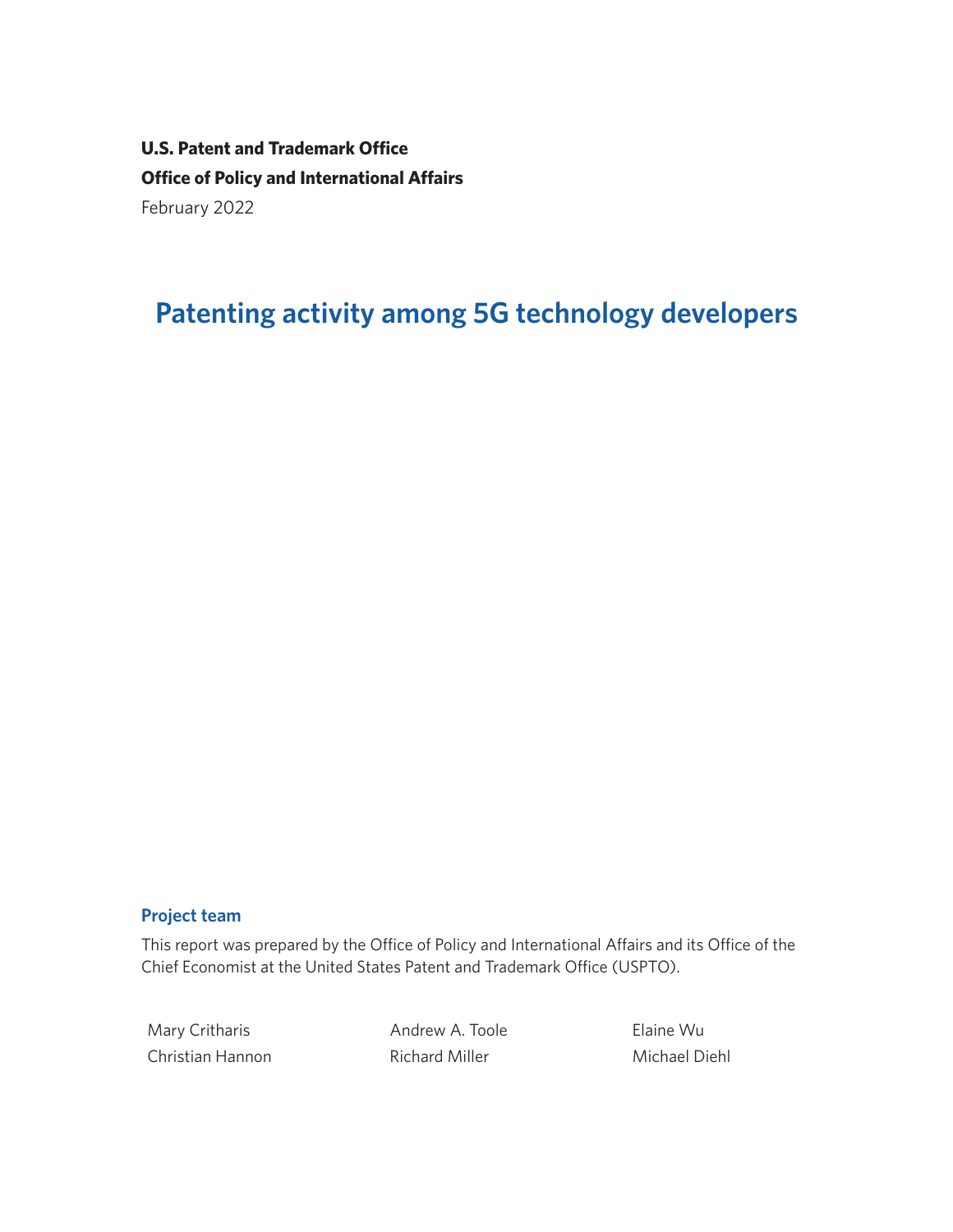**U.S. Patent and Trademark Office**

**Office of Policy and International Affairs**

February 2022

# Patenting activity among 5G technology developers

## Project team

This report was prepared by the Office of Policy and International Affairs and its Office of the Chief Economist at the United States Patent and Trademark Office (USPTO).

Mary Critharis
Christian Hannon
Andrew A. Toole
Richard Miller
Elaine Wu
Michael Diehl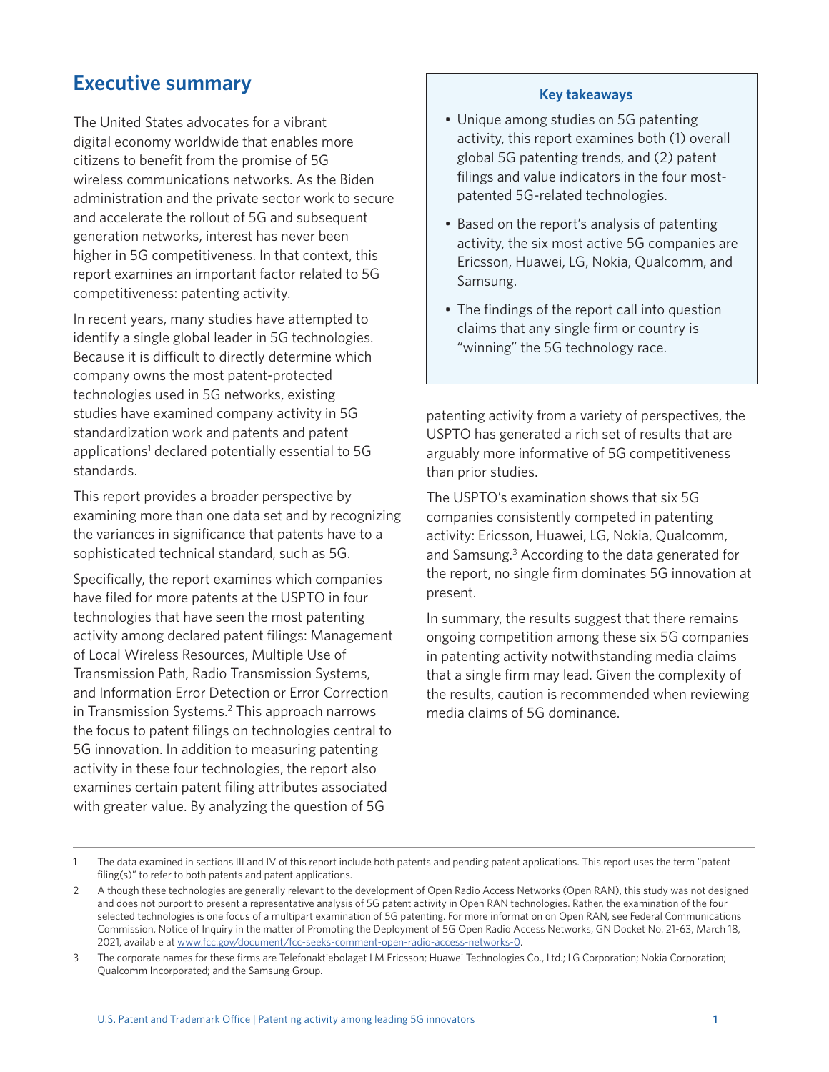## Executive summary

The United States advocates for a vibrant digital economy worldwide that enables more citizens to benefit from the promise of 5G wireless communications networks. As the Biden administration and the private sector work to secure and accelerate the rollout of 5G and subsequent generation networks, interest has never been higher in 5G competitiveness. In that context, this report examines an important factor related to 5G competitiveness: patenting activity.

In recent years, many studies have attempted to identify a single global leader in 5G technologies. Because it is difficult to directly determine which company owns the most patent-protected technologies used in 5G networks, existing studies have examined company activity in 5G standardization work and patents and patent applications[1] declared potentially essential to 5G standards.

This report provides a broader perspective by examining more than one data set and by recognizing the variances in significance that patents have to a sophisticated technical standard, such as 5G.

Specifically, the report examines which companies have filed for more patents at the USPTO in four technologies that have seen the most patenting activity among declared patent filings: Management of Local Wireless Resources, Multiple Use of Transmission Path, Radio Transmission Systems, and Information Error Detection or Error Correction in Transmission Systems.[2] This approach narrows the focus to patent filings on technologies central to 5G innovation. In addition to measuring patenting activity in these four technologies, the report also examines certain patent filing attributes associated with greater value. By analyzing the question of 5G patenting activity from a variety of perspectives, the USPTO has generated a rich set of results that are arguably more informative of 5G competitiveness than prior studies.

The USPTO's examination shows that six 5G companies consistently competed in patenting activity: Ericsson, Huawei, LG, Nokia, Qualcomm, and Samsung.[3] According to the data generated for the report, no single firm dominates 5G innovation at present.

In summary, the results suggest that there remains ongoing competition among these six 5G companies in patenting activity notwithstanding media claims that a single firm may lead. Given the complexity of the results, caution is recommended when reviewing media claims of 5G dominance.

**Key takeaways**

- Unique among studies on 5G patenting activity, this report examines both (1) overall global 5G patenting trends, and (2) patent filings and value indicators in the four most-patented 5G-related technologies.
- Based on the report's analysis of patenting activity, the six most active 5G companies are Ericsson, Huawei, LG, Nokia, Qualcomm, and Samsung.
- The findings of the report call into question claims that any single firm or country is "winning" the 5G technology race.

---

1 The data examined in sections III and IV of this report include both patents and pending patent applications. This report uses the term "patent filing(s)" to refer to both patents and patent applications.

2 Although these technologies are generally relevant to the development of Open Radio Access Networks (Open RAN), this study was not designed and does not purport to present a representative analysis of 5G patent activity in Open RAN technologies. Rather, the examination of the four selected technologies is one focus of a multipart examination of 5G patenting. For more information on Open RAN, see Federal Communications Commission, Notice of Inquiry in the matter of Promoting the Deployment of 5G Open Radio Access Networks, GN Docket No. 21-63, March 18, 2021, available at www.fcc.gov/document/fcc-seeks-comment-open-radio-access-networks-0.

3 The corporate names for these firms are Telefonaktiebolaget LM Ericsson; Huawei Technologies Co., Ltd.; LG Corporation; Nokia Corporation; Qualcomm Incorporated; and the Samsung Group.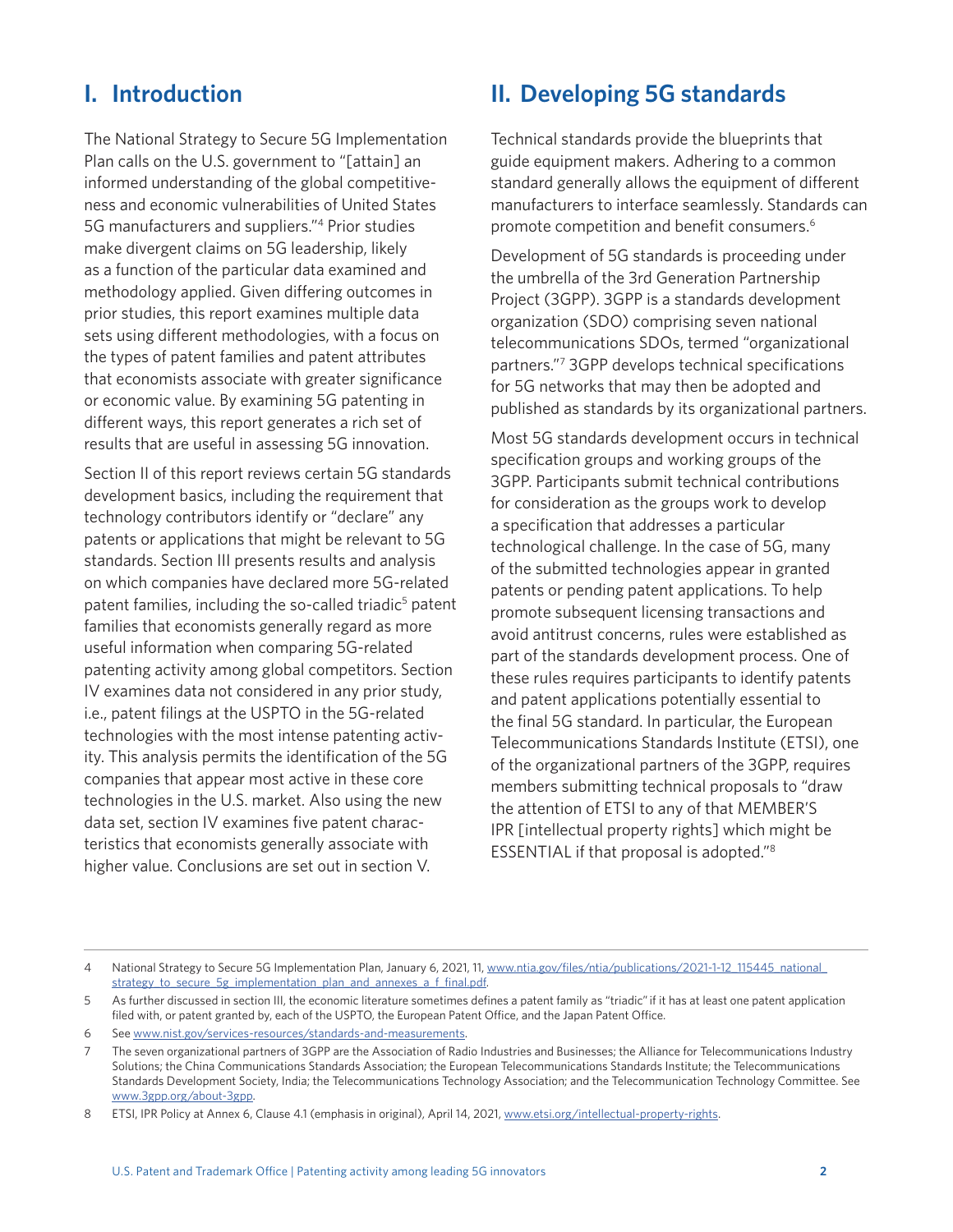## I. Introduction

The National Strategy to Secure 5G Implementation Plan calls on the U.S. government to "[attain] an informed understanding of the global competitiveness and economic vulnerabilities of United States 5G manufacturers and suppliers."[4] Prior studies make divergent claims on 5G leadership, likely as a function of the particular data examined and methodology applied. Given differing outcomes in prior studies, this report examines multiple data sets using different methodologies, with a focus on the types of patent families and patent attributes that economists associate with greater significance or economic value. By examining 5G patenting in different ways, this report generates a rich set of results that are useful in assessing 5G innovation.

Section II of this report reviews certain 5G standards development basics, including the requirement that technology contributors identify or "declare" any patents or applications that might be relevant to 5G standards. Section III presents results and analysis on which companies have declared more 5G-related patent families, including the so-called triadic[5] patent families that economists generally regard as more useful information when comparing 5G-related patenting activity among global competitors. Section IV examines data not considered in any prior study, i.e., patent filings at the USPTO in the 5G-related technologies with the most intense patenting activity. This analysis permits the identification of the 5G companies that appear most active in these core technologies in the U.S. market. Also using the new data set, section IV examines five patent characteristics that economists generally associate with higher value. Conclusions are set out in section V.

## II. Developing 5G standards

Technical standards provide the blueprints that guide equipment makers. Adhering to a common standard generally allows the equipment of different manufacturers to interface seamlessly. Standards can promote competition and benefit consumers.[6]

Development of 5G standards is proceeding under the umbrella of the 3rd Generation Partnership Project (3GPP). 3GPP is a standards development organization (SDO) comprising seven national telecommunications SDOs, termed "organizational partners."[7] 3GPP develops technical specifications for 5G networks that may then be adopted and published as standards by its organizational partners.

Most 5G standards development occurs in technical specification groups and working groups of the 3GPP. Participants submit technical contributions for consideration as the groups work to develop a specification that addresses a particular technological challenge. In the case of 5G, many of the submitted technologies appear in granted patents or pending patent applications. To help promote subsequent licensing transactions and avoid antitrust concerns, rules were established as part of the standards development process. One of these rules requires participants to identify patents and patent applications potentially essential to the final 5G standard. In particular, the European Telecommunications Standards Institute (ETSI), one of the organizational partners of the 3GPP, requires members submitting technical proposals to "draw the attention of ETSI to any of that MEMBER'S IPR [intellectual property rights] which might be ESSENTIAL if that proposal is adopted."[8]

---

4 National Strategy to Secure 5G Implementation Plan, January 6, 2021, 11, www.ntia.gov/files/ntia/publications/2021-1-12_115445_national_strategy_to_secure_5g_implementation_plan_and_annexes_a_f_final.pdf.

5 As further discussed in section III, the economic literature sometimes defines a patent family as "triadic" if it has at least one patent application filed with, or patent granted by, each of the USPTO, the European Patent Office, and the Japan Patent Office.

6 See www.nist.gov/services-resources/standards-and-measurements.

7 The seven organizational partners of 3GPP are the Association of Radio Industries and Businesses; the Alliance for Telecommunications Industry Solutions; the China Communications Standards Association; the European Telecommunications Standards Institute; the Telecommunications Standards Development Society, India; the Telecommunications Technology Association; and the Telecommunication Technology Committee. See www.3gpp.org/about-3gpp.

8 ETSI, IPR Policy at Annex 6, Clause 4.1 (emphasis in original), April 14, 2021, www.etsi.org/intellectual-property-rights.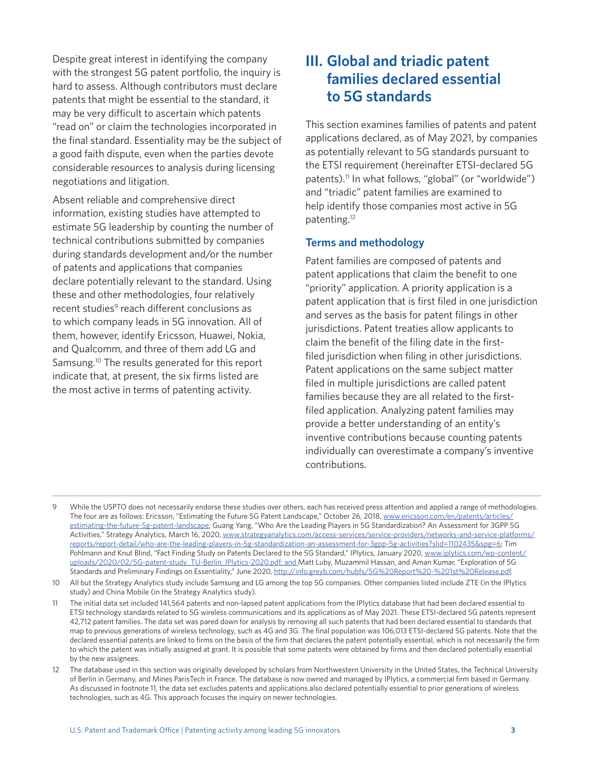Despite great interest in identifying the company with the strongest 5G patent portfolio, the inquiry is hard to assess. Although contributors must declare patents that might be essential to the standard, it may be very difficult to ascertain which patents "read on" or claim the technologies incorporated in the final standard. Essentiality may be the subject of a good faith dispute, even when the parties devote considerable resources to analysis during licensing negotiations and litigation.

Absent reliable and comprehensive direct information, existing studies have attempted to estimate 5G leadership by counting the number of technical contributions submitted by companies during standards development and/or the number of patents and applications that companies declare potentially relevant to the standard. Using these and other methodologies, four relatively recent studies[9] reach different conclusions as to which company leads in 5G innovation. All of them, however, identify Ericsson, Huawei, Nokia, and Qualcomm, and three of them add LG and Samsung.[10] The results generated for this report indicate that, at present, the six firms listed are the most active in terms of patenting activity.

## III. Global and triadic patent families declared essential to 5G standards

This section examines families of patents and patent applications declared, as of May 2021, by companies as potentially relevant to 5G standards pursuant to the ETSI requirement (hereinafter ETSI-declared 5G patents).[11] In what follows, "global" (or "worldwide") and "triadic" patent families are examined to help identify those companies most active in 5G patenting.[12]

### Terms and methodology

Patent families are composed of patents and patent applications that claim the benefit to one "priority" application. A priority application is a patent application that is first filed in one jurisdiction and serves as the basis for patent filings in other jurisdictions. Patent treaties allow applicants to claim the benefit of the filing date in the first-filed jurisdiction when filing in other jurisdictions. Patent applications on the same subject matter filed in multiple jurisdictions are called patent families because they are all related to the first-filed application. Analyzing patent families may provide a better understanding of an entity's inventive contributions because counting patents individually can overestimate a company's inventive contributions.

---

9 While the USPTO does not necessarily endorse these studies over others, each has received press attention and applied a range of methodologies. The four are as follows: Ericsson, "Estimating the Future 5G Patent Landscape," October 26, 2018, www.ericsson.com/en/patents/articles/estimating-the-future-5g-patent-landscape; Guang Yang, "Who Are the Leading Players in 5G Standardization? An Assessment for 3GPP 5G Activities," Strategy Analytics, March 16, 2020, www.strategyanalytics.com/access-services/service-providers/networks-and-service-platforms/reports/report-detail/who-are-the-leading-players-in-5g-standardization-an-assessment-for-3gpp-5g-activities?slid=1102435&spg=6; Tim Pohlmann and Knut Blind, "Fact Finding Study on Patents Declared to the 5G Standard," IPlytics, January 2020, www.iplytics.com/wp-content/uploads/2020/02/5G-patent-study_TU-Berlin_IPlytics-2020.pdf; and Matt Luby, Muzammil Hassan, and Aman Kumar, "Exploration of 5G Standards and Preliminary Findings on Essentiality," June 2020, http://info.greyb.com/hubfs/5G%20Report%20-%201st%20Release.pdf.

10 All but the Strategy Analytics study include Samsung and LG among the top 5G companies. Other companies listed include ZTE (in the IPlytics study) and China Mobile (in the Strategy Analytics study).

11 The initial data set included 141,564 patents and non-lapsed patent applications from the IPlytics database that had been declared essential to ETSI technology standards related to 5G wireless communications and its applications as of May 2021. These ETSI-declared 5G patents represent 42,712 patent families. The data set was pared down for analysis by removing all such patents that had been declared essential to standards that map to previous generations of wireless technology, such as 4G and 3G. The final population was 106,013 ETSI-declared 5G patents. Note that the declared essential patents are linked to firms on the basis of the firm that declares the patent potentially essential, which is not necessarily the firm to which the patent was initially assigned at grant. It is possible that some patents were obtained by firms and then declared potentially essential by the new assignees.

12 The database used in this section was originally developed by scholars from Northwestern University in the United States, the Technical University of Berlin in Germany, and Mines ParisTech in France. The database is now owned and managed by IPlytics, a commercial firm based in Germany. As discussed in footnote 11, the data set excludes patents and applications also declared potentially essential to prior generations of wireless technologies, such as 4G. This approach focuses the inquiry on newer technologies.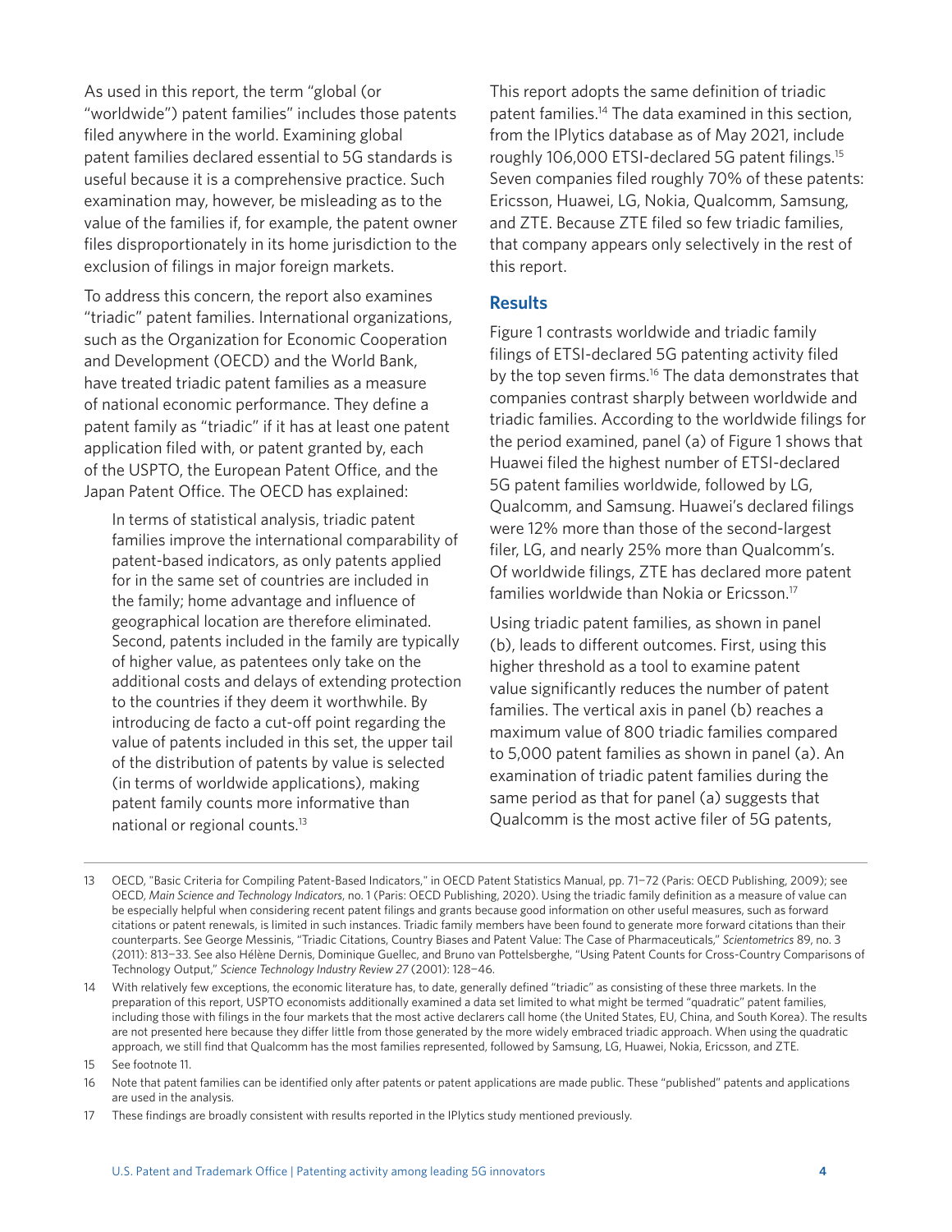As used in this report, the term "global (or "worldwide") patent families" includes those patents filed anywhere in the world. Examining global patent families declared essential to 5G standards is useful because it is a comprehensive practice. Such examination may, however, be misleading as to the value of the families if, for example, the patent owner files disproportionately in its home jurisdiction to the exclusion of filings in major foreign markets.

To address this concern, the report also examines "triadic" patent families. International organizations, such as the Organization for Economic Cooperation and Development (OECD) and the World Bank, have treated triadic patent families as a measure of national economic performance. They define a patent family as "triadic" if it has at least one patent application filed with, or patent granted by, each of the USPTO, the European Patent Office, and the Japan Patent Office. The OECD has explained:

> In terms of statistical analysis, triadic patent families improve the international comparability of patent-based indicators, as only patents applied for in the same set of countries are included in the family; home advantage and influence of geographical location are therefore eliminated. Second, patents included in the family are typically of higher value, as patentees only take on the additional costs and delays of extending protection to the countries if they deem it worthwhile. By introducing de facto a cut-off point regarding the value of patents included in this set, the upper tail of the distribution of patents by value is selected (in terms of worldwide applications), making patent family counts more informative than national or regional counts.[13]

This report adopts the same definition of triadic patent families.[14] The data examined in this section, from the IPlytics database as of May 2021, include roughly 106,000 ETSI-declared 5G patent filings.[15] Seven companies filed roughly 70% of these patents: Ericsson, Huawei, LG, Nokia, Qualcomm, Samsung, and ZTE. Because ZTE filed so few triadic families, that company appears only selectively in the rest of this report.

## Results

Figure 1 contrasts worldwide and triadic family filings of ETSI-declared 5G patenting activity filed by the top seven firms.[16] The data demonstrates that companies contrast sharply between worldwide and triadic families. According to the worldwide filings for the period examined, panel (a) of Figure 1 shows that Huawei filed the highest number of ETSI-declared 5G patent families worldwide, followed by LG, Qualcomm, and Samsung. Huawei's declared filings were 12% more than those of the second-largest filer, LG, and nearly 25% more than Qualcomm's. Of worldwide filings, ZTE has declared more patent families worldwide than Nokia or Ericsson.[17]

Using triadic patent families, as shown in panel (b), leads to different outcomes. First, using this higher threshold as a tool to examine patent value significantly reduces the number of patent families. The vertical axis in panel (b) reaches a maximum value of 800 triadic families compared to 5,000 patent families as shown in panel (a). An examination of triadic patent families during the same period as that for panel (a) suggests that Qualcomm is the most active filer of 5G patents,

---

13 OECD, "Basic Criteria for Compiling Patent-Based Indicators," in OECD Patent Statistics Manual, pp. 71–72 (Paris: OECD Publishing, 2009); see OECD, *Main Science and Technology Indicators*, no. 1 (Paris: OECD Publishing, 2020). Using the triadic family definition as a measure of value can be especially helpful when considering recent patent filings and grants because good information on other useful measures, such as forward citations or patent renewals, is limited in such instances. Triadic family members have been found to generate more forward citations than their counterparts. See George Messinis, "Triadic Citations, Country Biases and Patent Value: The Case of Pharmaceuticals," *Scientometrics* 89, no. 3 (2011): 813–33. See also Hélène Dernis, Dominique Guellec, and Bruno van Pottelsberghe, "Using Patent Counts for Cross-Country Comparisons of Technology Output," *Science Technology Industry Review 27* (2001): 128–46.

14 With relatively few exceptions, the economic literature has, to date, generally defined "triadic" as consisting of these three markets. In the preparation of this report, USPTO economists additionally examined a data set limited to what might be termed "quadratic" patent families, including those with filings in the four markets that the most active declarers call home (the United States, EU, China, and South Korea). The results are not presented here because they differ little from those generated by the more widely embraced triadic approach. When using the quadratic approach, we still find that Qualcomm has the most families represented, followed by Samsung, LG, Huawei, Nokia, Ericsson, and ZTE.

15 See footnote 11.

16 Note that patent families can be identified only after patents or patent applications are made public. These "published" patents and applications are used in the analysis.

17 These findings are broadly consistent with results reported in the IPlytics study mentioned previously.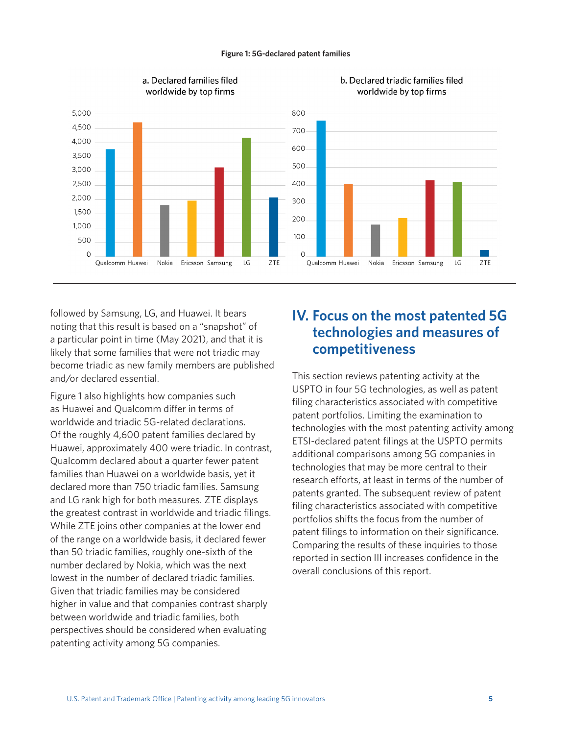**Figure 1: 5G-declared patent families**

a. Declared families filed worldwide by top firms

b. Declared triadic families filed worldwide by top firms

followed by Samsung, LG, and Huawei. It bears noting that this result is based on a "snapshot" of a particular point in time (May 2021), and that it is likely that some families that were not triadic may become triadic as new family members are published and/or declared essential.

Figure 1 also highlights how companies such as Huawei and Qualcomm differ in terms of worldwide and triadic 5G-related declarations. Of the roughly 4,600 patent families declared by Huawei, approximately 400 were triadic. In contrast, Qualcomm declared about a quarter fewer patent families than Huawei on a worldwide basis, yet it declared more than 750 triadic families. Samsung and LG rank high for both measures. ZTE displays the greatest contrast in worldwide and triadic filings. While ZTE joins other companies at the lower end of the range on a worldwide basis, it declared fewer than 50 triadic families, roughly one-sixth of the number declared by Nokia, which was the next lowest in the number of declared triadic families. Given that triadic families may be considered higher in value and that companies contrast sharply between worldwide and triadic families, both perspectives should be considered when evaluating patenting activity among 5G companies.

## IV. Focus on the most patented 5G technologies and measures of competitiveness

This section reviews patenting activity at the USPTO in four 5G technologies, as well as patent filing characteristics associated with competitive patent portfolios. Limiting the examination to technologies with the most patenting activity among ETSI-declared patent filings at the USPTO permits additional comparisons among 5G companies in technologies that may be more central to their research efforts, at least in terms of the number of patents granted. The subsequent review of patent filing characteristics associated with competitive portfolios shifts the focus from the number of patent filings to information on their significance. Comparing the results of these inquiries to those reported in section III increases confidence in the overall conclusions of this report.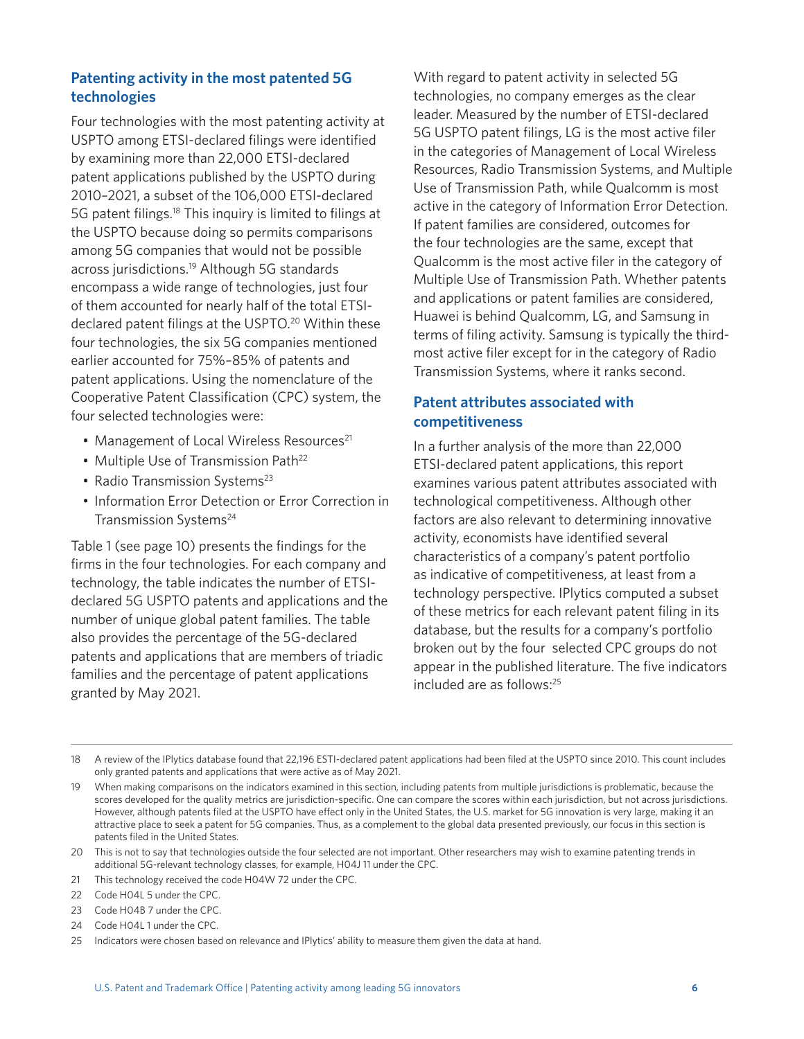## Patenting activity in the most patented 5G technologies

Four technologies with the most patenting activity at USPTO among ETSI-declared filings were identified by examining more than 22,000 ETSI-declared patent applications published by the USPTO during 2010–2021, a subset of the 106,000 ETSI-declared 5G patent filings.[18] This inquiry is limited to filings at the USPTO because doing so permits comparisons among 5G companies that would not be possible across jurisdictions.[19] Although 5G standards encompass a wide range of technologies, just four of them accounted for nearly half of the total ETSI-declared patent filings at the USPTO.[20] Within these four technologies, the six 5G companies mentioned earlier accounted for 75%–85% of patents and patent applications. Using the nomenclature of the Cooperative Patent Classification (CPC) system, the four selected technologies were:

- Management of Local Wireless Resources[21]
- Multiple Use of Transmission Path[22]
- Radio Transmission Systems[23]
- Information Error Detection or Error Correction in Transmission Systems[24]

Table 1 (see page 10) presents the findings for the firms in the four technologies. For each company and technology, the table indicates the number of ETSI-declared 5G USPTO patents and applications and the number of unique global patent families. The table also provides the percentage of the 5G-declared patents and applications that are members of triadic families and the percentage of patent applications granted by May 2021.

With regard to patent activity in selected 5G technologies, no company emerges as the clear leader. Measured by the number of ETSI-declared 5G USPTO patent filings, LG is the most active filer in the categories of Management of Local Wireless Resources, Radio Transmission Systems, and Multiple Use of Transmission Path, while Qualcomm is most active in the category of Information Error Detection. If patent families are considered, outcomes for the four technologies are the same, except that Qualcomm is the most active filer in the category of Multiple Use of Transmission Path. Whether patents and applications or patent families are considered, Huawei is behind Qualcomm, LG, and Samsung in terms of filing activity. Samsung is typically the third-most active filer except for in the category of Radio Transmission Systems, where it ranks second.

## Patent attributes associated with competitiveness

In a further analysis of the more than 22,000 ETSI-declared patent applications, this report examines various patent attributes associated with technological competitiveness. Although other factors are also relevant to determining innovative activity, economists have identified several characteristics of a company's patent portfolio as indicative of competitiveness, at least from a technology perspective. IPlytics computed a subset of these metrics for each relevant patent filing in its database, but the results for a company's portfolio broken out by the four selected CPC groups do not appear in the published literature. The five indicators included are as follows:[25]

---

18 A review of the IPlytics database found that 22,196 ESTI-declared patent applications had been filed at the USPTO since 2010. This count includes only granted patents and applications that were active as of May 2021.

19 When making comparisons on the indicators examined in this section, including patents from multiple jurisdictions is problematic, because the scores developed for the quality metrics are jurisdiction-specific. One can compare the scores within each jurisdiction, but not across jurisdictions. However, although patents filed at the USPTO have effect only in the United States, the U.S. market for 5G innovation is very large, making it an attractive place to seek a patent for 5G companies. Thus, as a complement to the global data presented previously, our focus in this section is patents filed in the United States.

20 This is not to say that technologies outside the four selected are not important. Other researchers may wish to examine patenting trends in additional 5G-relevant technology classes, for example, H04J 11 under the CPC.

21 This technology received the code H04W 72 under the CPC.

22 Code H04L 5 under the CPC.

23 Code H04B 7 under the CPC.

24 Code H04L 1 under the CPC.

25 Indicators were chosen based on relevance and IPlytics' ability to measure them given the data at hand.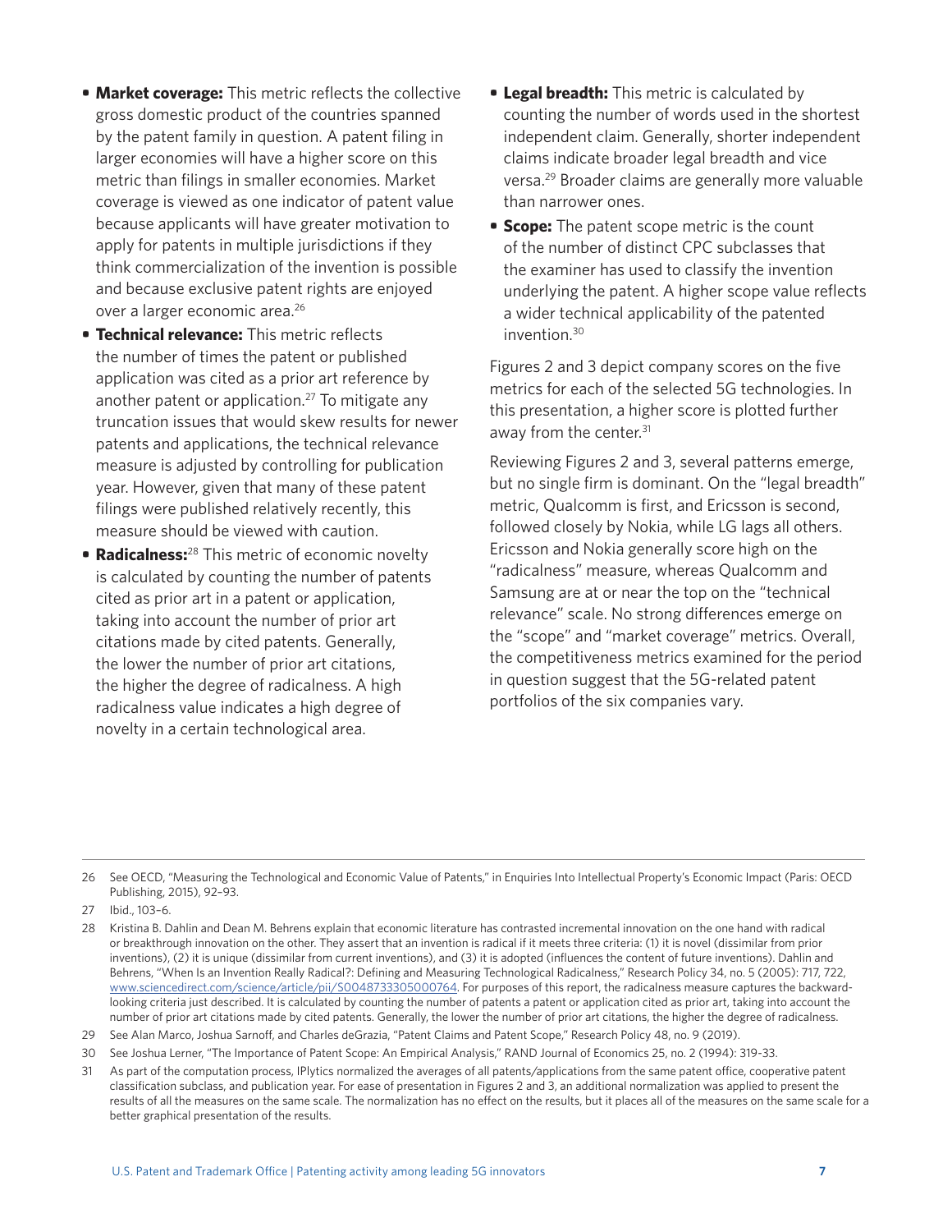- **Market coverage:** This metric reflects the collective gross domestic product of the countries spanned by the patent family in question. A patent filing in larger economies will have a higher score on this metric than filings in smaller economies. Market coverage is viewed as one indicator of patent value because applicants will have greater motivation to apply for patents in multiple jurisdictions if they think commercialization of the invention is possible and because exclusive patent rights are enjoyed over a larger economic area.[26]
- **Technical relevance:** This metric reflects the number of times the patent or published application was cited as a prior art reference by another patent or application.[27] To mitigate any truncation issues that would skew results for newer patents and applications, the technical relevance measure is adjusted by controlling for publication year. However, given that many of these patent filings were published relatively recently, this measure should be viewed with caution.
- **Radicalness:**[28] This metric of economic novelty is calculated by counting the number of patents cited as prior art in a patent or application, taking into account the number of prior art citations made by cited patents. Generally, the lower the number of prior art citations, the higher the degree of radicalness. A high radicalness value indicates a high degree of novelty in a certain technological area.
- **Legal breadth:** This metric is calculated by counting the number of words used in the shortest independent claim. Generally, shorter independent claims indicate broader legal breadth and vice versa.[29] Broader claims are generally more valuable than narrower ones.
- **Scope:** The patent scope metric is the count of the number of distinct CPC subclasses that the examiner has used to classify the invention underlying the patent. A higher scope value reflects a wider technical applicability of the patented invention.[30]

Figures 2 and 3 depict company scores on the five metrics for each of the selected 5G technologies. In this presentation, a higher score is plotted further away from the center.[31]

Reviewing Figures 2 and 3, several patterns emerge, but no single firm is dominant. On the "legal breadth" metric, Qualcomm is first, and Ericsson is second, followed closely by Nokia, while LG lags all others. Ericsson and Nokia generally score high on the "radicalness" measure, whereas Qualcomm and Samsung are at or near the top on the "technical relevance" scale. No strong differences emerge on the "scope" and "market coverage" metrics. Overall, the competitiveness metrics examined for the period in question suggest that the 5G-related patent portfolios of the six companies vary.

---

26 See OECD, "Measuring the Technological and Economic Value of Patents," in Enquiries Into Intellectual Property's Economic Impact (Paris: OECD Publishing, 2015), 92–93.

27 Ibid., 103–6.

28 Kristina B. Dahlin and Dean M. Behrens explain that economic literature has contrasted incremental innovation on the one hand with radical or breakthrough innovation on the other. They assert that an invention is radical if it meets three criteria: (1) it is novel (dissimilar from prior inventions), (2) it is unique (dissimilar from current inventions), and (3) it is adopted (influences the content of future inventions). Dahlin and Behrens, "When Is an Invention Really Radical?: Defining and Measuring Technological Radicalness," Research Policy 34, no. 5 (2005): 717, 722, www.sciencedirect.com/science/article/pii/S0048733305000764. For purposes of this report, the radicalness measure captures the backward-looking criteria just described. It is calculated by counting the number of patents a patent or application cited as prior art, taking into account the number of prior art citations made by cited patents. Generally, the lower the number of prior art citations, the higher the degree of radicalness.

29 See Alan Marco, Joshua Sarnoff, and Charles deGrazia, "Patent Claims and Patent Scope," Research Policy 48, no. 9 (2019).

30 See Joshua Lerner, "The Importance of Patent Scope: An Empirical Analysis," RAND Journal of Economics 25, no. 2 (1994): 319-33.

31 As part of the computation process, IPlytics normalized the averages of all patents/applications from the same patent office, cooperative patent classification subclass, and publication year. For ease of presentation in Figures 2 and 3, an additional normalization was applied to present the results of all the measures on the same scale. The normalization has no effect on the results, but it places all of the measures on the same scale for a better graphical presentation of the results.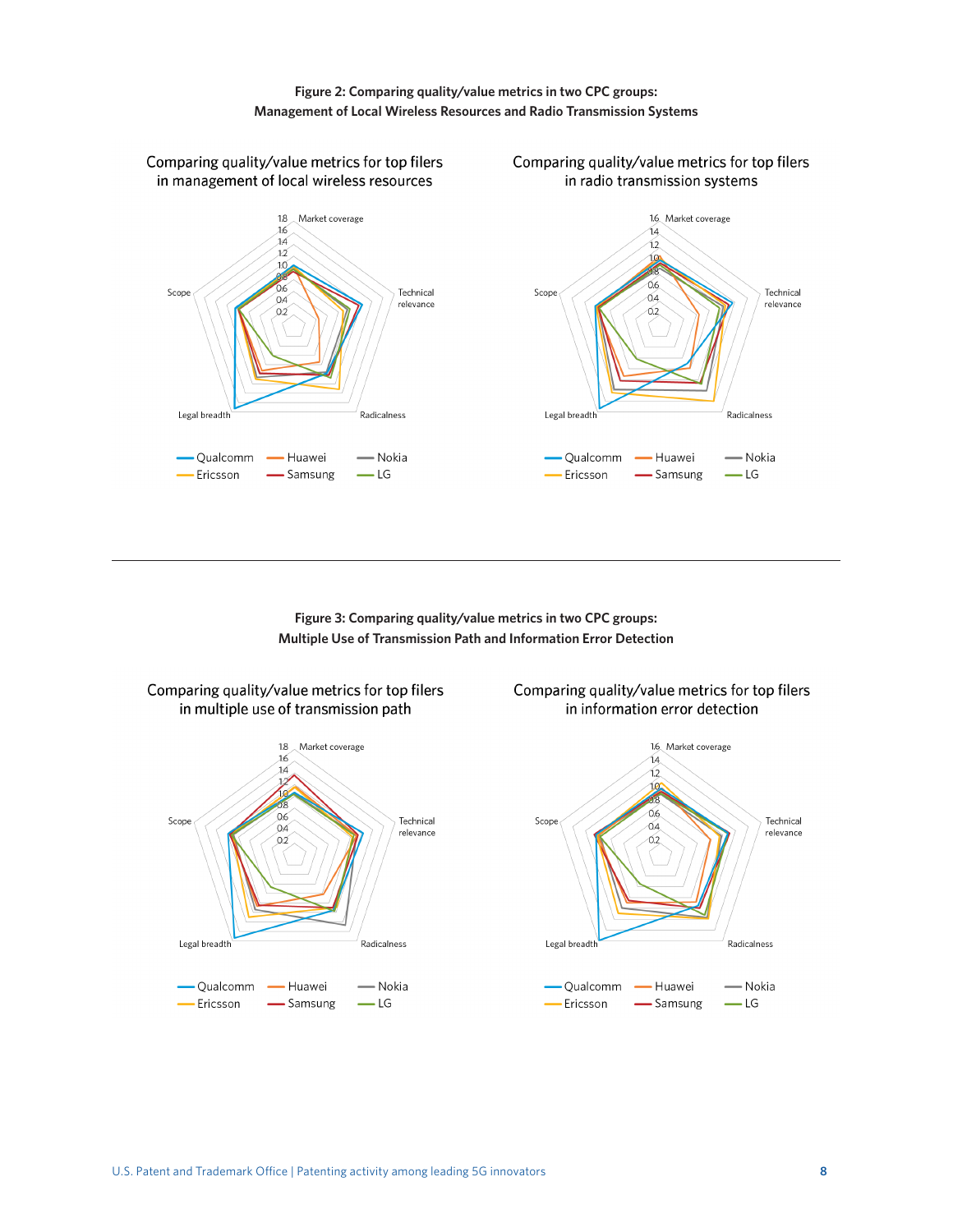**Figure 2: Comparing quality/value metrics in two CPC groups: Management of Local Wireless Resources and Radio Transmission Systems**

Comparing quality/value metrics for top filers in management of local wireless resources

Comparing quality/value metrics for top filers in radio transmission systems

**Figure 3: Comparing quality/value metrics in two CPC groups: Multiple Use of Transmission Path and Information Error Detection**

Comparing quality/value metrics for top filers in multiple use of transmission path

Comparing quality/value metrics for top filers in information error detection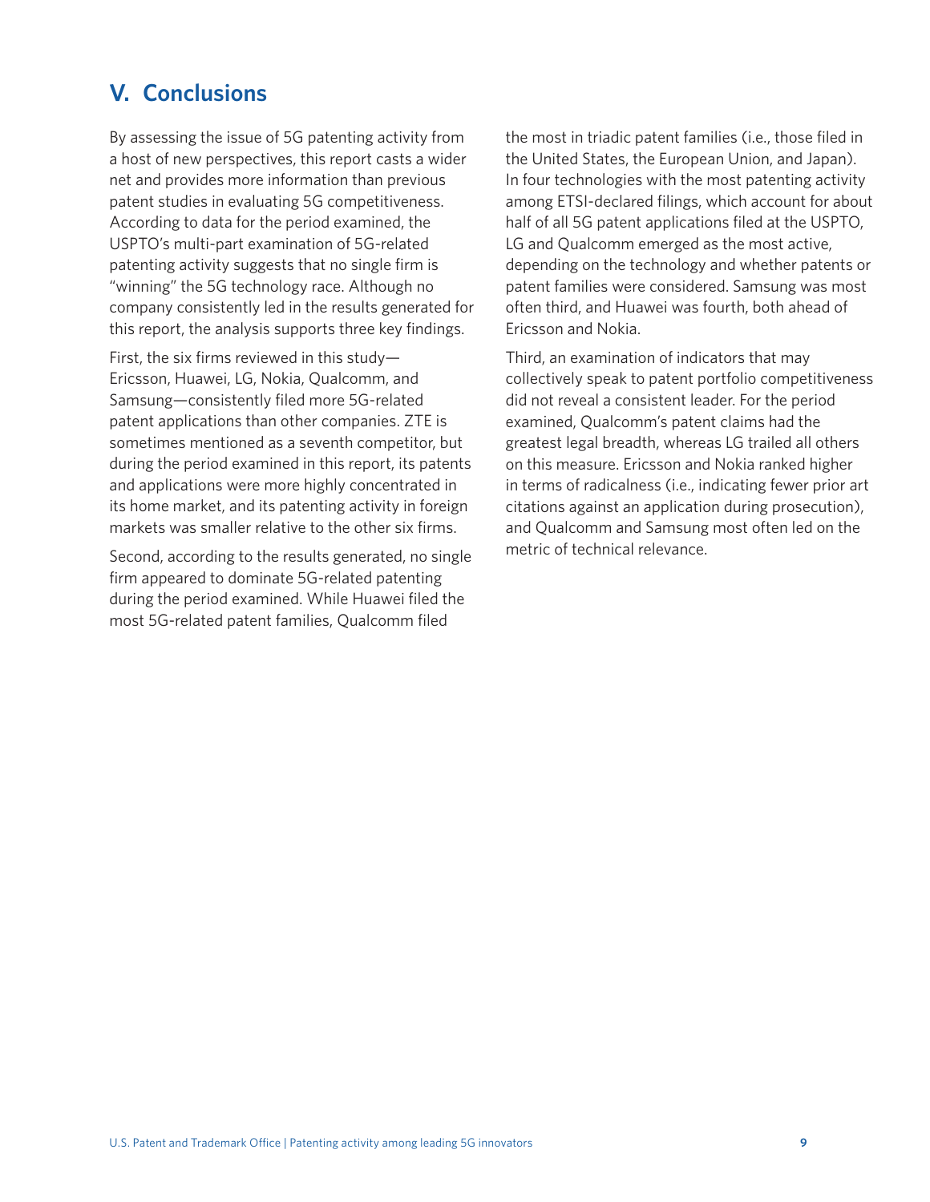## V. Conclusions

By assessing the issue of 5G patenting activity from a host of new perspectives, this report casts a wider net and provides more information than previous patent studies in evaluating 5G competitiveness. According to data for the period examined, the USPTO's multi-part examination of 5G-related patenting activity suggests that no single firm is "winning" the 5G technology race. Although no company consistently led in the results generated for this report, the analysis supports three key findings.

First, the six firms reviewed in this study—Ericsson, Huawei, LG, Nokia, Qualcomm, and Samsung—consistently filed more 5G-related patent applications than other companies. ZTE is sometimes mentioned as a seventh competitor, but during the period examined in this report, its patents and applications were more highly concentrated in its home market, and its patenting activity in foreign markets was smaller relative to the other six firms.

Second, according to the results generated, no single firm appeared to dominate 5G-related patenting during the period examined. While Huawei filed the most 5G-related patent families, Qualcomm filed the most in triadic patent families (i.e., those filed in the United States, the European Union, and Japan). In four technologies with the most patenting activity among ETSI-declared filings, which account for about half of all 5G patent applications filed at the USPTO, LG and Qualcomm emerged as the most active, depending on the technology and whether patents or patent families were considered. Samsung was most often third, and Huawei was fourth, both ahead of Ericsson and Nokia.

Third, an examination of indicators that may collectively speak to patent portfolio competitiveness did not reveal a consistent leader. For the period examined, Qualcomm's patent claims had the greatest legal breadth, whereas LG trailed all others on this measure. Ericsson and Nokia ranked higher in terms of radicalness (i.e., indicating fewer prior art citations against an application during prosecution), and Qualcomm and Samsung most often led on the metric of technical relevance.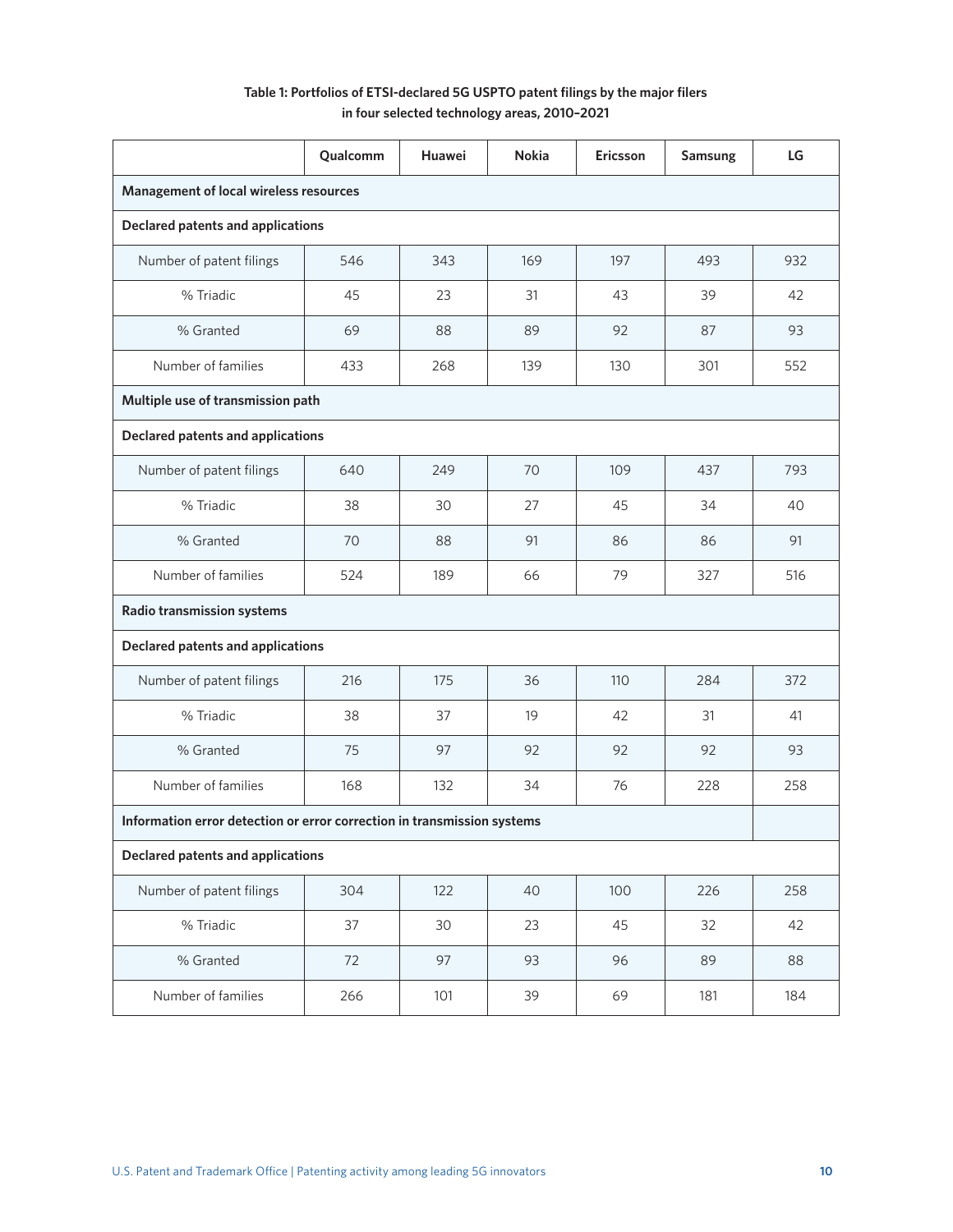**Table 1: Portfolios of ETSI-declared 5G USPTO patent filings by the major filers in four selected technology areas, 2010–2021**

| | Qualcomm | Huawei | Nokia | Ericsson | Samsung | LG |
|---|---|---|---|---|---|---|
| **Management of local wireless resources** | | | | | | |
| **Declared patents and applications** | | | | | | |
| Number of patent filings | 546 | 343 | 169 | 197 | 493 | 932 |
| % Triadic | 45 | 23 | 31 | 43 | 39 | 42 |
| % Granted | 69 | 88 | 89 | 92 | 87 | 93 |
| Number of families | 433 | 268 | 139 | 130 | 301 | 552 |
| **Multiple use of transmission path** | | | | | | |
| **Declared patents and applications** | | | | | | |
| Number of patent filings | 640 | 249 | 70 | 109 | 437 | 793 |
| % Triadic | 38 | 30 | 27 | 45 | 34 | 40 |
| % Granted | 70 | 88 | 91 | 86 | 86 | 91 |
| Number of families | 524 | 189 | 66 | 79 | 327 | 516 |
| **Radio transmission systems** | | | | | | |
| **Declared patents and applications** | | | | | | |
| Number of patent filings | 216 | 175 | 36 | 110 | 284 | 372 |
| % Triadic | 38 | 37 | 19 | 42 | 31 | 41 |
| % Granted | 75 | 97 | 92 | 92 | 92 | 93 |
| Number of families | 168 | 132 | 34 | 76 | 228 | 258 |
| **Information error detection or error correction in transmission systems** | | | | | | |
| **Declared patents and applications** | | | | | | |
| Number of patent filings | 304 | 122 | 40 | 100 | 226 | 258 |
| % Triadic | 37 | 30 | 23 | 45 | 32 | 42 |
| % Granted | 72 | 97 | 93 | 96 | 89 | 88 |
| Number of families | 266 | 101 | 39 | 69 | 181 | 184 |